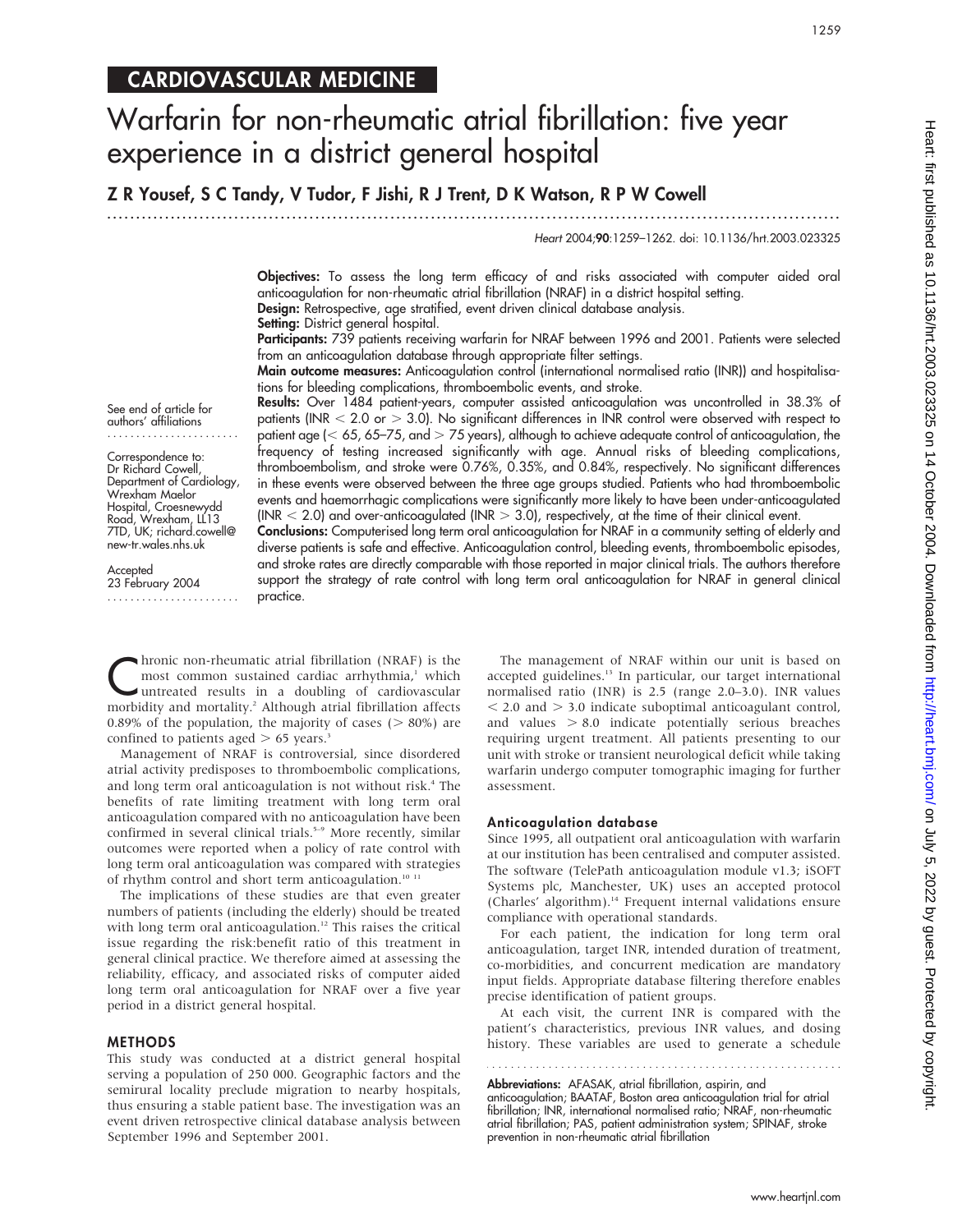# CARDIOVASCULAR MEDICINE

# Warfarin for non-rheumatic atrial fibrillation: five year experience in a district general hospital

**Z R Yousef, S C Tandy, V Tudor, F Jishi, R J Trent, D K Watson, R P W Cowell**

See end of article for authors' affiliations

Correspondence to: Dr Richard Cowell, Department of Cardiology, Wrexham Maelor Hospital, Croesnewydd Road, Wrexham, LL13 7TD, UK; richard.cowell@new-tr.wales.nhs.uk

Accepted 23 February 2004

**Objectives:** To assess the long term efficacy of and risks associated with computer aided oral anticoagulation for non-rheumatic atrial fibrillation (NRAF) in a district hospital setting.

**Design:** Retrospective, age stratified, event driven clinical database analysis.

**Setting:** District general hospital.

**Participants:** 739 patients receiving warfarin for NRAF between 1996 and 2001. Patients were selected from an anticoagulation database through appropriate filter settings.

**Main outcome measures:** Anticoagulation control (international normalised ratio (INR)) and hospitalisations for bleeding complications, thromboembolic events, and stroke.

**Results:** Over 1484 patient-years, computer assisted anticoagulation was uncontrolled in 38.3% of patients (INR < 2.0 or > 3.0). No significant differences in INR control were observed with respect to patient age (< 65, 65–75, and > 75 years), although to achieve adequate control of anticoagulation, the frequency of testing increased significantly with age. Annual risks of bleeding complications, thromboembolism, and stroke were 0.76%, 0.35%, and 0.84%, respectively. No significant differences in these events were observed between the three age groups studied. Patients who had thromboembolic events and haemorrhagic complications were significantly more likely to have been under-anticoagulated (INR < 2.0) and over-anticoagulated (INR > 3.0), respectively, at the time of their clinical event.

**Conclusions:** Computerised long term oral anticoagulation for NRAF in a community setting of elderly and diverse patients is safe and effective. Anticoagulation control, bleeding events, thromboembolic episodes, and stroke rates are directly comparable with those reported in major clinical trials. The authors therefore support the strategy of rate control with long term oral anticoagulation for NRAF in general clinical practice.

Chronic non-rheumatic atrial fibrillation (NRAF) is the most common sustained cardiac arrhythmia,[1] which untreated results in a doubling of cardiovascular morbidity and mortality.[2] Although atrial fibrillation affects 0.89% of the population, the majority of cases (> 80%) are confined to patients aged > 65 years.[3]

Management of NRAF is controversial, since disordered atrial activity predisposes to thromboembolic complications, and long term oral anticoagulation is not without risk.[4] The benefits of rate limiting treatment with long term oral anticoagulation compared with no anticoagulation have been confirmed in several clinical trials.[5–9] More recently, similar outcomes were reported when a policy of rate control with long term oral anticoagulation was compared with strategies of rhythm control and short term anticoagulation.[10, 11]

The implications of these studies are that even greater numbers of patients (including the elderly) should be treated with long term oral anticoagulation.[12] This raises the critical issue regarding the risk:benefit ratio of this treatment in general clinical practice. We therefore aimed at assessing the reliability, efficacy, and associated risks of computer aided long term oral anticoagulation for NRAF over a five year period in a district general hospital.

## METHODS

This study was conducted at a district general hospital serving a population of 250 000. Geographic factors and the semirural locality preclude migration to nearby hospitals, thus ensuring a stable patient base. The investigation was an event driven retrospective clinical database analysis between September 1996 and September 2001.

The management of NRAF within our unit is based on accepted guidelines.[13] In particular, our target international normalised ratio (INR) is 2.5 (range 2.0–3.0). INR values < 2.0 and > 3.0 indicate suboptimal anticoagulant control, and values > 8.0 indicate potentially serious breaches requiring urgent treatment. All patients presenting to our unit with stroke or transient neurological deficit while taking warfarin undergo computer tomographic imaging for further assessment.

### Anticoagulation database

Since 1995, all outpatient oral anticoagulation with warfarin at our institution has been centralised and computer assisted. The software (TelePath anticoagulation module v1.3; iSOFT Systems plc, Manchester, UK) uses an accepted protocol (Charles' algorithm).[14] Frequent internal validations ensure compliance with operational standards.

For each patient, the indication for long term oral anticoagulation, target INR, intended duration of treatment, co-morbidities, and concurrent medication are mandatory input fields. Appropriate database filtering therefore enables precise identification of patient groups.

At each visit, the current INR is compared with the patient's characteristics, previous INR values, and dosing history. These variables are used to generate a schedule

**Abbreviations:** AFASAK, atrial fibrillation, aspirin, and anticoagulation; BAATAF, Boston area anticoagulation trial for atrial fibrillation; INR, international normalised ratio; NRAF, non-rheumatic atrial fibrillation; PAS, patient administration system; SPINAF, stroke prevention in non-rheumatic atrial fibrillation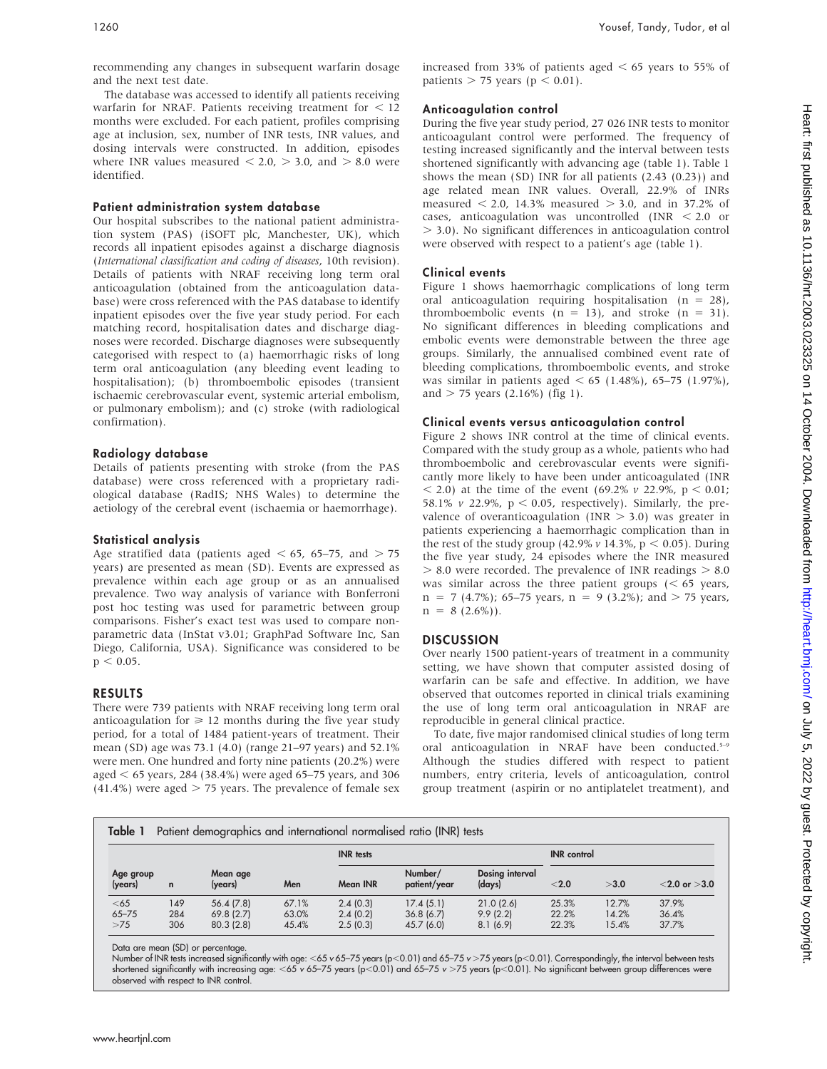recommending any changes in subsequent warfarin dosage and the next test date.

The database was accessed to identify all patients receiving warfarin for NRAF. Patients receiving treatment for < 12 months were excluded. For each patient, profiles comprising age at inclusion, sex, number of INR tests, INR values, and dosing intervals were constructed. In addition, episodes where INR values measured < 2.0, > 3.0, and > 8.0 were identified.

### Patient administration system database

Our hospital subscribes to the national patient administration system (PAS) (iSOFT plc, Manchester, UK), which records all inpatient episodes against a discharge diagnosis (*International classification and coding of diseases*, 10th revision). Details of patients with NRAF receiving long term oral anticoagulation (obtained from the anticoagulation database) were cross referenced with the PAS database to identify inpatient episodes over the five year study period. For each matching record, hospitalisation dates and discharge diagnoses were recorded. Discharge diagnoses were subsequently categorised with respect to (a) haemorrhagic risks of long term oral anticoagulation (any bleeding event leading to hospitalisation); (b) thromboembolic episodes (transient ischaemic cerebrovascular event, systemic arterial embolism, or pulmonary embolism); and (c) stroke (with radiological confirmation).

### Radiology database

Details of patients presenting with stroke (from the PAS database) were cross referenced with a proprietary radiological database (RadIS; NHS Wales) to determine the aetiology of the cerebral event (ischaemia or haemorrhage).

### Statistical analysis

Age stratified data (patients aged < 65, 65–75, and > 75 years) are presented as mean (SD). Events are expressed as prevalence within each age group or as an annualised prevalence. Two way analysis of variance with Bonferroni post hoc testing was used for parametric between group comparisons. Fisher's exact test was used to compare non-parametric data (InStat v3.01; GraphPad Software Inc, San Diego, California, USA). Significance was considered to be $p < 0.05$.

## RESULTS

There were 739 patients with NRAF receiving long term oral anticoagulation for ⩾ 12 months during the five year study period, for a total of 1484 patient-years of treatment. Their mean (SD) age was 73.1 (4.0) (range 21–97 years) and 52.1% were men. One hundred and forty nine patients (20.2%) were aged < 65 years, 284 (38.4%) were aged 65–75 years, and 306 (41.4%) were aged > 75 years. The prevalence of female sex increased from 33% of patients aged < 65 years to 55% of patients > 75 years ($p < 0.01$).

### Anticoagulation control

During the five year study period, 27 026 INR tests to monitor anticoagulant control were performed. The frequency of testing increased significantly and the interval between tests shortened significantly with advancing age (table 1). Table 1 shows the mean (SD) INR for all patients (2.43 (0.23)) and age related mean INR values. Overall, 22.9% of INRs measured < 2.0, 14.3% measured > 3.0, and in 37.2% of cases, anticoagulation was uncontrolled (INR < 2.0 or > 3.0). No significant differences in anticoagulation control were observed with respect to a patient's age (table 1).

### Clinical events

Figure 1 shows haemorrhagic complications of long term oral anticoagulation requiring hospitalisation (n = 28), thromboembolic events (n = 13), and stroke (n = 31). No significant differences in bleeding complications and embolic events were demonstrable between the three age groups. Similarly, the annualised combined event rate of bleeding complications, thromboembolic events, and stroke was similar in patients aged < 65 (1.48%), 65–75 (1.97%), and > 75 years (2.16%) (fig 1).

### Clinical events versus anticoagulation control

Figure 2 shows INR control at the time of clinical events. Compared with the study group as a whole, patients who had thromboembolic and cerebrovascular events were significantly more likely to have been under anticoagulated (INR < 2.0) at the time of the event (69.2% *v* 22.9%, $p < 0.01$; 58.1% *v* 22.9%, $p < 0.05$, respectively). Similarly, the prevalence of overanticoagulation (INR > 3.0) was greater in patients experiencing a haemorrhagic complication than in the rest of the study group (42.9% *v* 14.3%, $p < 0.05$). During the five year study, 24 episodes where the INR measured > 8.0 were recorded. The prevalence of INR readings > 8.0 was similar across the three patient groups (< 65 years, n = 7 (4.7%); 65–75 years, n = 9 (3.2%); and > 75 years, n = 8 (2.6%)).

## DISCUSSION

Over nearly 1500 patient-years of treatment in a community setting, we have shown that computer assisted dosing of warfarin can be safe and effective. In addition, we have observed that outcomes reported in clinical trials examining the use of long term oral anticoagulation in NRAF are reproducible in general clinical practice.

To date, five major randomised clinical studies of long term oral anticoagulation in NRAF have been conducted.[5–9] Although the studies differed with respect to patient numbers, entry criteria, levels of anticoagulation, control group treatment (aspirin or no antiplatelet treatment), and

**Table 1** Patient demographics and international normalised ratio (INR) tests

| Age group (years) | n | Mean age (years) | Men | INR tests | | | INR control | | |
|---|---|---|---|---|---|---|---|---|---|
| | | | | Mean INR | Number/patient/year | Dosing interval (days) | <2.0 | >3.0 | <2.0 or >3.0 |
| <65 | 149 | 56.4 (7.8) | 67.1% | 2.4 (0.3) | 17.4 (5.1) | 21.0 (2.6) | 25.3% | 12.7% | 37.9% |
| 65–75 | 284 | 69.8 (2.7) | 63.0% | 2.4 (0.2) | 36.8 (6.7) | 9.9 (2.2) | 22.2% | 14.2% | 36.4% |
| >75 | 306 | 80.3 (2.8) | 45.4% | 2.5 (0.3) | 45.7 (6.0) | 8.1 (6.9) | 22.3% | 15.4% | 37.7% |

Data are mean (SD) or percentage.
Number of INR tests increased significantly with age: <65 *v* 65–75 years ($p<0.01$) and 65–75 *v* >75 years ($p<0.01$). Correspondingly, the interval between tests shortened significantly with increasing age: <65 *v* 65–75 years ($p<0.01$) and 65–75 *v* >75 years ($p<0.01$). No significant between group differences were observed with respect to INR control.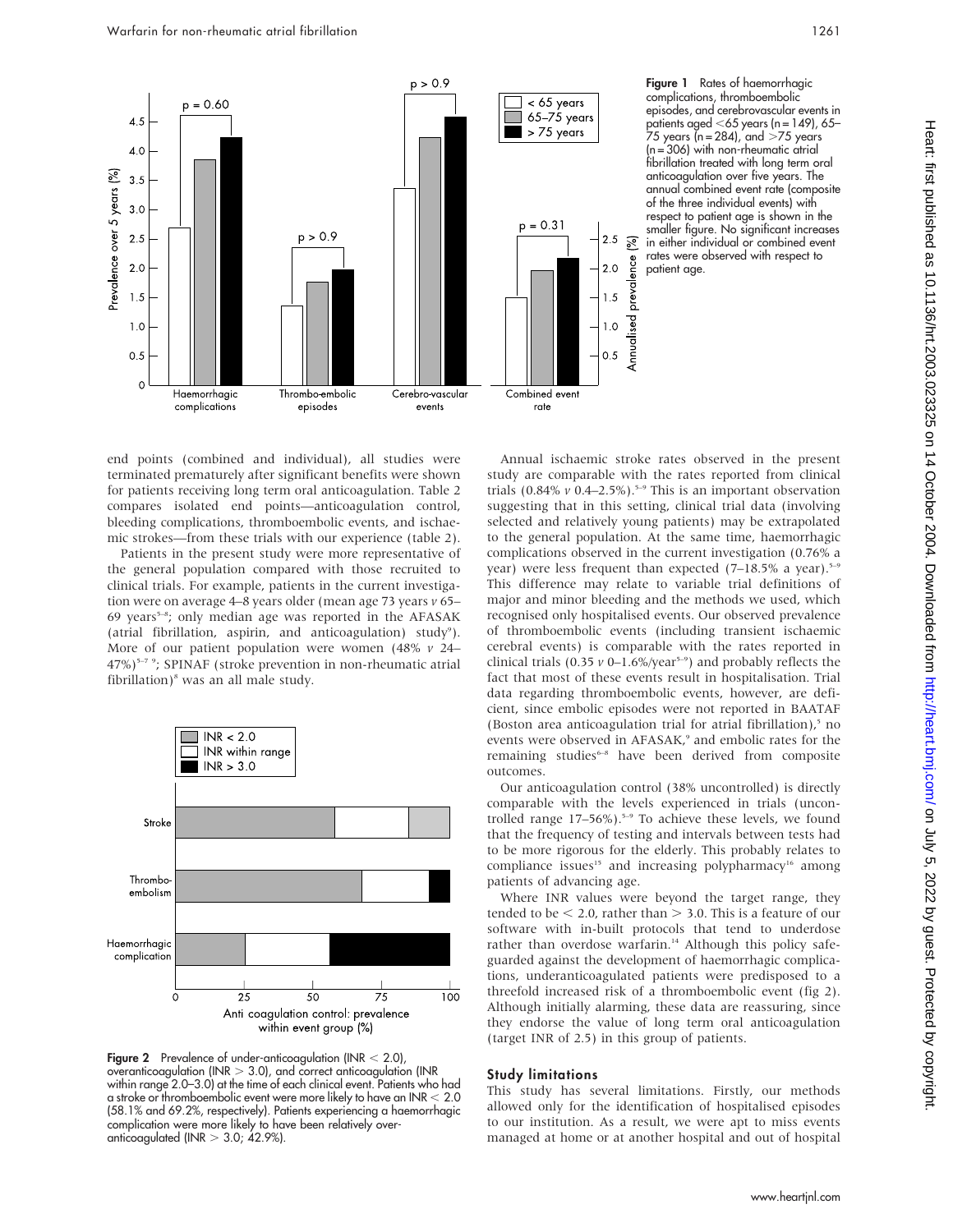Figure 1 Rates of haemorrhagic complications, thromboembolic episodes, and cerebrovascular events in patients aged <65 years (n = 149), 65–75 years (n = 284), and >75 years (n = 306) with non-rheumatic atrial fibrillation treated with long term oral anticoagulation over five years. The annual combined event rate (composite of the three individual events) with respect to patient age is shown in the smaller figure. No significant increases in either individual or combined event rates were observed with respect to patient age.

end points (combined and individual), all studies were terminated prematurely after significant benefits were shown for patients receiving long term oral anticoagulation. Table 2 compares isolated end points—anticoagulation control, bleeding complications, thromboembolic events, and ischaemic strokes—from these trials with our experience (table 2).

Patients in the present study were more representative of the general population compared with those recruited to clinical trials. For example, patients in the current investigation were on average 4–8 years older (mean age 73 years *v* 65–69 years[5–8]; only median age was reported in the AFASAK (atrial fibrillation, aspirin, and anticoagulation) study[9]). More of our patient population were women (48% *v* 24–47%)[5–7 9]; SPINAF (stroke prevention in non-rheumatic atrial fibrillation)[8] was an all male study.

Figure 2 Prevalence of under-anticoagulation (INR < 2.0), overanticoagulation (INR > 3.0), and correct anticoagulation (INR within range 2.0–3.0) at the time of each clinical event. Patients who had a stroke or thromboembolic event were more likely to have an INR < 2.0 (58.1% and 69.2%, respectively). Patients experiencing a haemorrhagic complication were more likely to have been relatively over-anticoagulated (INR > 3.0; 42.9%).

Annual ischaemic stroke rates observed in the present study are comparable with the rates reported from clinical trials (0.84% *v* 0.4–2.5%).[5–9] This is an important observation suggesting that in this setting, clinical trial data (involving selected and relatively young patients) may be extrapolated to the general population. At the same time, haemorrhagic complications observed in the current investigation (0.76% a year) were less frequent than expected (7–18.5% a year).[5–9] This difference may relate to variable trial definitions of major and minor bleeding and the methods we used, which recognised only hospitalised events. Our observed prevalence of thromboembolic events (including transient ischaemic cerebral events) is comparable with the rates reported in clinical trials (0.35 *v* 0–1.6%/year[5–9]) and probably reflects the fact that most of these events result in hospitalisation. Trial data regarding thromboembolic events, however, are deficient, since embolic episodes were not reported in BAATAF (Boston area anticoagulation trial for atrial fibrillation),[5] no events were observed in AFASAK,[9] and embolic rates for the remaining studies[6–8] have been derived from composite outcomes.

Our anticoagulation control (38% uncontrolled) is directly comparable with the levels experienced in trials (uncontrolled range 17–56%).[5–9] To achieve these levels, we found that the frequency of testing and intervals between tests had to be more rigorous for the elderly. This probably relates to compliance issues[15] and increasing polypharmacy[16] among patients of advancing age.

Where INR values were beyond the target range, they tended to be < 2.0, rather than > 3.0. This is a feature of our software with in-built protocols that tend to underdose rather than overdose warfarin.[14] Although this policy safeguarded against the development of haemorrhagic complications, underanticoagulated patients were predisposed to a threefold increased risk of a thromboembolic event (fig 2). Although initially alarming, these data are reassuring, since they endorse the value of long term oral anticoagulation (target INR of 2.5) in this group of patients.

## Study limitations

This study has several limitations. Firstly, our methods allowed only for the identification of hospitalised episodes to our institution. As a result, we were apt to miss events managed at home or at another hospital and out of hospital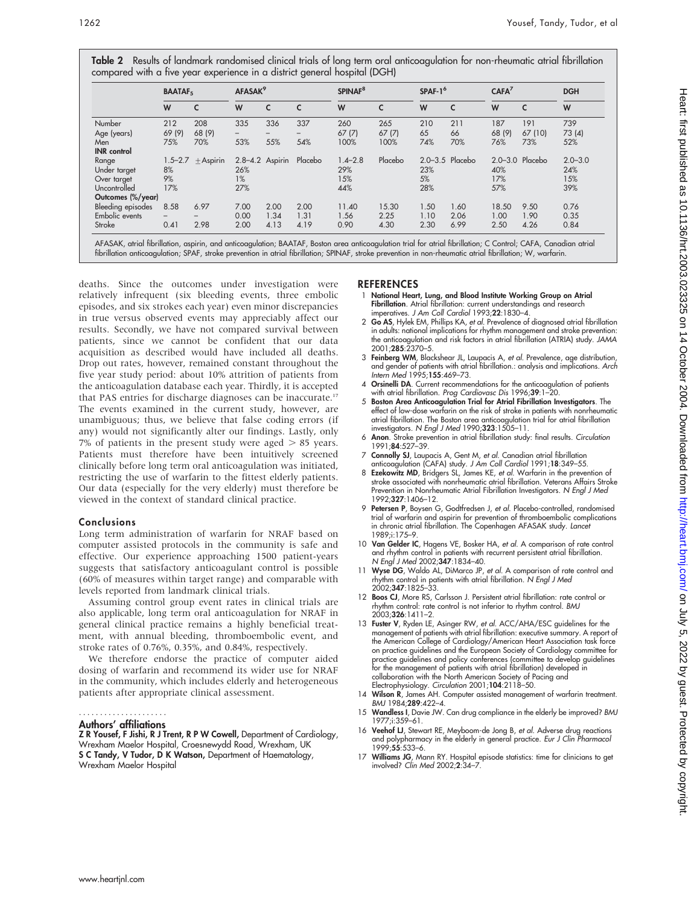**Table 2** Results of landmark randomised clinical trials of long term oral anticoagulation for non-rheumatic atrial fibrillation compared with a five year experience in a district general hospital (DGH)

| | BAATAF[5] | | AFASAK[9] | | | SPINAF[8] | | SPAF-1[6] | | CAFA[7] | | DGH |
|---|---|---|---|---|---|---|---|---|---|---|---|---|
| | W | C | W | C | C | W | C | W | C | W | C | W |
| Number | 212 | 208 | 335 | 336 | 337 | 260 | 265 | 210 | 211 | 187 | 191 | 739 |
| Age (years) | 69 (9) | 68 (9) | – | – | – | 67 (7) | 67 (7) | 65 | 66 | 68 (9) | 67 (10) | 73 (4) |
| Men | 75% | 70% | 53% | 55% | 54% | 100% | 100% | 74% | 70% | 76% | 73% | 52% |
| **INR control** | | | | | | | | | | | | |
| Range | 1.5–2.7 | ±Aspirin | 2.8–4.2 | Aspirin | Placebo | 1.4–2.8 | Placebo | 2.0–3.5 | Placebo | 2.0–3.0 | Placebo | 2.0–3.0 |
| Under target | 8% | | 26% | | | 29% | | 23% | | 40% | | 24% |
| Over target | 9% | | 1% | | | 15% | | 5% | | 17% | | 15% |
| Uncontrolled | 17% | | 27% | | | 44% | | 28% | | 57% | | 39% |
| **Outcomes (%/year)** | | | | | | | | | | | | |
| Bleeding episodes | 8.58 | 6.97 | 7.00 | 2.00 | 2.00 | 11.40 | 15.30 | 1.50 | 1.60 | 18.50 | 9.50 | 0.76 |
| Embolic events | – | – | 0.00 | 1.34 | 1.31 | 1.56 | 2.25 | 1.10 | 2.06 | 1.00 | 1.90 | 0.35 |
| Stroke | 0.41 | 2.98 | 2.00 | 4.13 | 4.19 | 0.90 | 4.30 | 2.30 | 6.99 | 2.50 | 4.26 | 0.84 |

AFASAK, atrial fibrillation, aspirin, and anticoagulation; BAATAF, Boston area anticoagulation trial for atrial fibrillation; C Control; CAFA, Canadian atrial fibrillation anticoagulation; SPAF, stroke prevention in atrial fibrillation; SPINAF, stroke prevention in non-rheumatic atrial fibrillation; W, warfarin.

deaths. Since the outcomes under investigation were relatively infrequent (six bleeding events, three embolic episodes, and six strokes each year) even minor discrepancies in true versus observed events may appreciably affect our results. Secondly, we have not compared survival between patients, since we cannot be confident that our data acquisition as described would have included all deaths. Drop out rates, however, remained constant throughout the five year study period: about 10% attrition of patients from the anticoagulation database each year. Thirdly, it is accepted that PAS entries for discharge diagnoses can be inaccurate.[17] The events examined in the current study, however, are unambiguous; thus, we believe that false coding errors (if any) would not significantly alter our findings. Lastly, only 7% of patients in the present study were aged > 85 years. Patients must therefore have been intuitively screened clinically before long term oral anticoagulation was initiated, restricting the use of warfarin to the fittest elderly patients. Our data (especially for the very elderly) must therefore be viewed in the context of standard clinical practice.

## Conclusions

Long term administration of warfarin for NRAF based on computer assisted protocols in the community is safe and effective. Our experience approaching 1500 patient-years suggests that satisfactory anticoagulant control is possible (60% of measures within target range) and comparable with levels reported from landmark clinical trials.

Assuming control group event rates in clinical trials are also applicable, long term oral anticoagulation for NRAF in general clinical practice remains a highly beneficial treatment, with annual bleeding, thromboembolic event, and stroke rates of 0.76%, 0.35%, and 0.84%, respectively.

We therefore endorse the practice of computer aided dosing of warfarin and recommend its wider use for NRAF in the community, which includes elderly and heterogeneous patients after appropriate clinical assessment.

## Authors' affiliations

**Z R Yousef, F Jishi, R J Trent, R P W Cowell,** Department of Cardiology, Wrexham Maelor Hospital, Croesnewydd Road, Wrexham, UK
**S C Tandy, V Tudor, D K Watson,** Department of Haematology, Wrexham Maelor Hospital

## REFERENCES

1. **National Heart, Lung, and Blood Institute Working Group on Atrial Fibrillation**. Atrial fibrillation: current understandings and research imperatives. *J Am Coll Cardiol* 1993;**22**:1830–4.
2. **Go AS**, Hylek EM, Phillips KA, *et al*. Prevalence of diagnosed atrial fibrillation in adults: national implications for rhythm management and stroke prevention: the anticoagulation and risk factors in atrial fibrillation (ATRIA) study. *JAMA* 2001;**285**:2370–5.
3. **Feinberg WM**, Blackshear JL, Laupacis A, *et al*. Prevalence, age distribution, and gender of patients with atrial fibrillation.: analysis and implications. *Arch Intern Med* 1995;**155**:469–73.
4. **Orsinelli DA**. Current recommendations for the anticoagulation of patients with atrial fibrillation. *Prog Cardiovasc Dis* 1996;**39**:1–20.
5. **Boston Area Anticoagulation Trial for Atrial Fibrillation Investigators**. The effect of low-dose warfarin on the risk of stroke in patients with nonrheumatic atrial fibrillation. The Boston area anticoagulation trial for atrial fibrillation investigators. *N Engl J Med* 1990;**323**:1505–11.
6. **Anon**. Stroke prevention in atrial fibrillation study: final results. *Circulation* 1991;**84**:527–39.
7. **Connolly SJ**, Laupacis A, Gent M, *et al*. Canadian atrial fibrillation anticoagulation (CAFA) study. *J Am Coll Cardiol* 1991;**18**:349–55.
8. **Ezekowitz MD**, Bridgers SL, James KE, *et al*. Warfarin in the prevention of stroke associated with nonrheumatic atrial fibrillation. Veterans Affairs Stroke Prevention in Nonrheumatic Atrial Fibrillation Investigators. *N Engl J Med* 1992;**327**:1406–12.
9. **Petersen P**, Boysen G, Godtfredsen J, *et al*. Placebo-controlled, randomised trial of warfarin and aspirin for prevention of thromboembolic complications in chronic atrial fibrillation. The Copenhagen AFASAK study. *Lancet* 1989;i:175–9.
10. **Van Gelder IC**, Hagens VE, Bosker HA, *et al*. A comparison of rate control and rhythm control in patients with recurrent persistent atrial fibrillation. *N Engl J Med* 2002;**347**:1834–40.
11. **Wyse DG**, Waldo AL, DiMarco JP, *et al*. A comparison of rate control and rhythm control in patients with atrial fibrillation. *N Engl J Med* 2002;**347**:1825–33.
12. **Boos CJ**, More RS, Carlsson J. Persistent atrial fibrillation: rate control or rhythm control: rate control is not inferior to rhythm control. *BMJ* 2003;**326**:1411–2.
13. **Fuster V**, Ryden LE, Asinger RW, *et al*. ACC/AHA/ESC guidelines for the management of patients with atrial fibrillation: executive summary. A report of the American College of Cardiology/American Heart Association task force on practice guidelines and the European Society of Cardiology committee for practice guidelines and policy conferences (committee to develop guidelines for the management of patients with atrial fibrillation) developed in collaboration with the North American Society of Pacing and Electrophysiology. *Circulation* 2001;**104**:2118–50.
14. **Wilson R**, James AH. Computer assisted management of warfarin treatment. *BMJ* 1984;**289**:422–4.
15. **Wandless I**, Davie JW. Can drug compliance in the elderly be improved? *BMJ* 1977;i:359–61.
16. **Veehof LJ**, Stewart RE, Meyboom-de Jong B, *et al*. Adverse drug reactions and polypharmacy in the elderly in general practice. *Eur J Clin Pharmacol* 1999;**55**:533–6.
17. **Williams JG**, Mann RY. Hospital episode statistics: time for clinicians to get involved? *Clin Med* 2002;**2**:34–7.